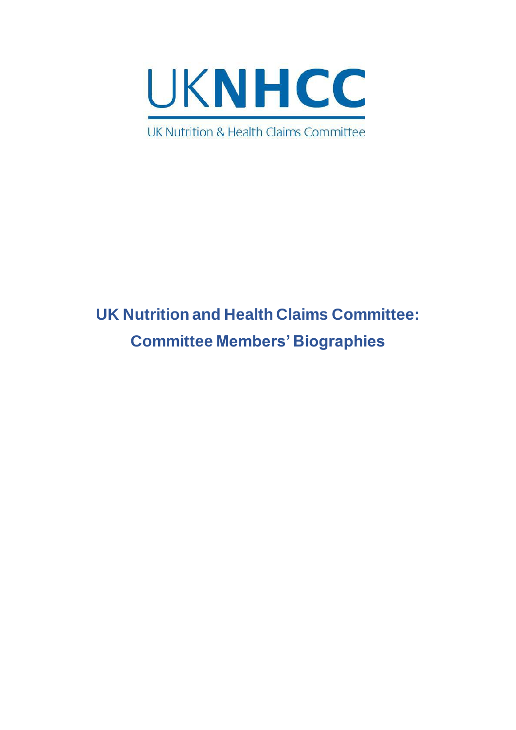UKNHCC

UK Nutrition & Health Claims Committee

# UK Nutrition and Health Claims Committee: Committee Members' Biographies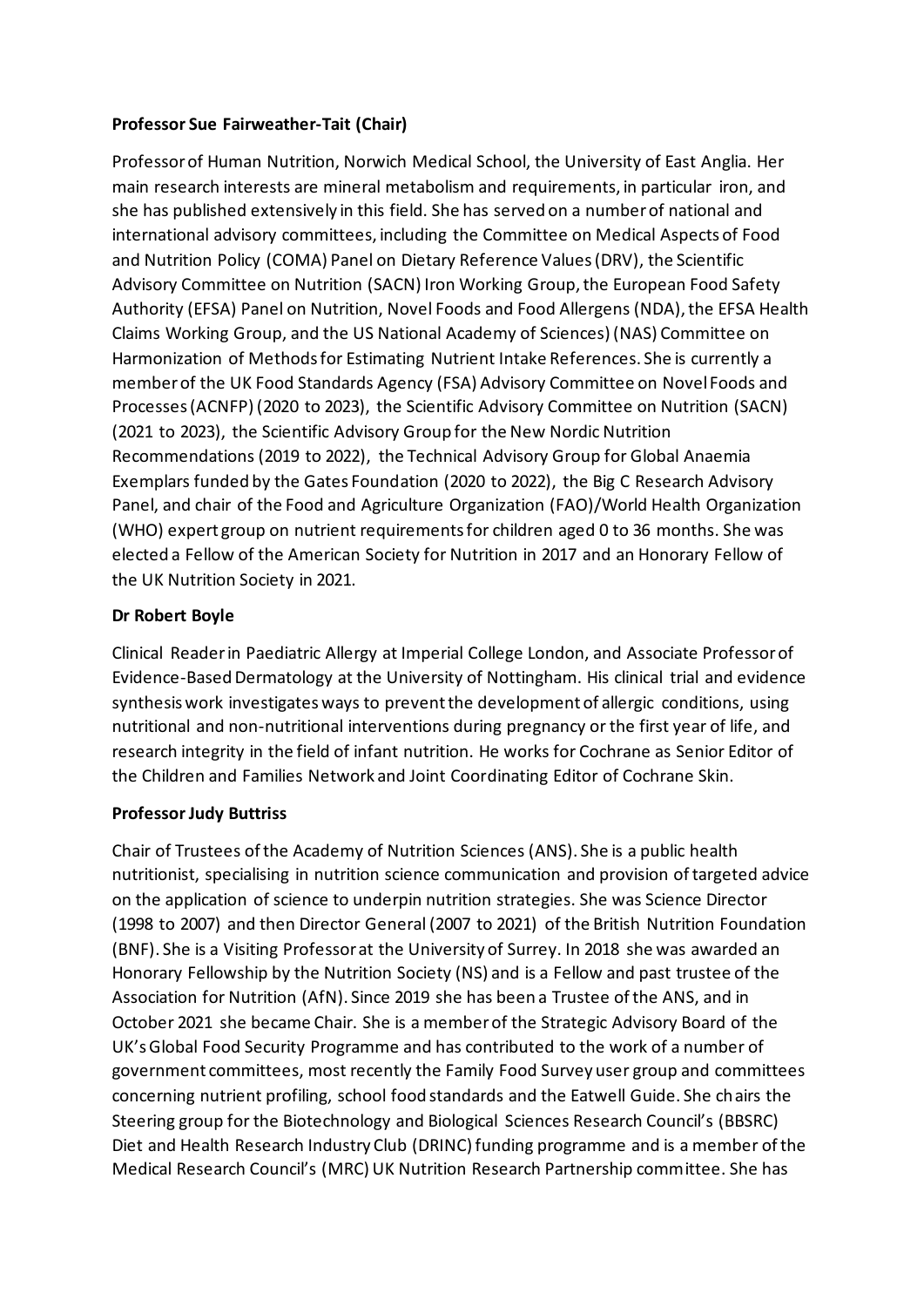**Professor Sue Fairweather-Tait (Chair)**

Professor of Human Nutrition, Norwich Medical School, the University of East Anglia. Her main research interests are mineral metabolism and requirements, in particular iron, and she has published extensively in this field. She has served on a number of national and international advisory committees, including the Committee on Medical Aspects of Food and Nutrition Policy (COMA) Panel on Dietary Reference Values (DRV), the Scientific Advisory Committee on Nutrition (SACN) Iron Working Group, the European Food Safety Authority (EFSA) Panel on Nutrition, Novel Foods and Food Allergens (NDA), the EFSA Health Claims Working Group, and the US National Academy of Sciences) (NAS) Committee on Harmonization of Methods for Estimating Nutrient Intake References. She is currently a member of the UK Food Standards Agency (FSA) Advisory Committee on Novel Foods and Processes (ACNFP) (2020 to 2023), the Scientific Advisory Committee on Nutrition (SACN) (2021 to 2023), the Scientific Advisory Group for the New Nordic Nutrition Recommendations (2019 to 2022), the Technical Advisory Group for Global Anaemia Exemplars funded by the Gates Foundation (2020 to 2022), the Big C Research Advisory Panel, and chair of the Food and Agriculture Organization (FAO)/World Health Organization (WHO) expert group on nutrient requirements for children aged 0 to 36 months. She was elected a Fellow of the American Society for Nutrition in 2017 and an Honorary Fellow of the UK Nutrition Society in 2021.

**Dr Robert Boyle**

Clinical Reader in Paediatric Allergy at Imperial College London, and Associate Professor of Evidence-Based Dermatology at the University of Nottingham. His clinical trial and evidence synthesis work investigates ways to prevent the development of allergic conditions, using nutritional and non-nutritional interventions during pregnancy or the first year of life, and research integrity in the field of infant nutrition. He works for Cochrane as Senior Editor of the Children and Families Network and Joint Coordinating Editor of Cochrane Skin.

**Professor Judy Buttriss**

Chair of Trustees of the Academy of Nutrition Sciences (ANS). She is a public health nutritionist, specialising in nutrition science communication and provision of targeted advice on the application of science to underpin nutrition strategies. She was Science Director (1998 to 2007) and then Director General (2007 to 2021) of the British Nutrition Foundation (BNF). She is a Visiting Professor at the University of Surrey. In 2018 she was awarded an Honorary Fellowship by the Nutrition Society (NS) and is a Fellow and past trustee of the Association for Nutrition (AfN). Since 2019 she has been a Trustee of the ANS, and in October 2021 she became Chair. She is a member of the Strategic Advisory Board of the UK's Global Food Security Programme and has contributed to the work of a number of government committees, most recently the Family Food Survey user group and committees concerning nutrient profiling, school food standards and the Eatwell Guide. She chairs the Steering group for the Biotechnology and Biological Sciences Research Council's (BBSRC) Diet and Health Research Industry Club (DRINC) funding programme and is a member of the Medical Research Council's (MRC) UK Nutrition Research Partnership committee. She has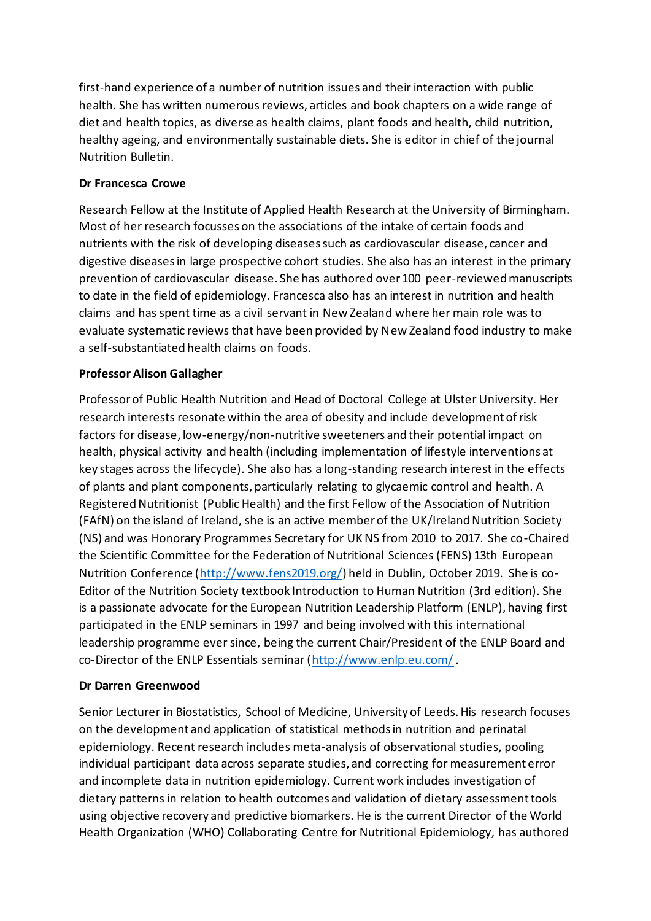first-hand experience of a number of nutrition issues and their interaction with public health. She has written numerous reviews, articles and book chapters on a wide range of diet and health topics, as diverse as health claims, plant foods and health, child nutrition, healthy ageing, and environmentally sustainable diets. She is editor in chief of the journal Nutrition Bulletin.

**Dr Francesca Crowe**

Research Fellow at the Institute of Applied Health Research at the University of Birmingham. Most of her research focusses on the associations of the intake of certain foods and nutrients with the risk of developing diseases such as cardiovascular disease, cancer and digestive diseases in large prospective cohort studies. She also has an interest in the primary prevention of cardiovascular disease. She has authored over 100 peer-reviewed manuscripts to date in the field of epidemiology. Francesca also has an interest in nutrition and health claims and has spent time as a civil servant in New Zealand where her main role was to evaluate systematic reviews that have been provided by New Zealand food industry to make a self-substantiated health claims on foods.

**Professor Alison Gallagher**

Professor of Public Health Nutrition and Head of Doctoral College at Ulster University. Her research interests resonate within the area of obesity and include development of risk factors for disease, low-energy/non-nutritive sweeteners and their potential impact on health, physical activity and health (including implementation of lifestyle interventions at key stages across the lifecycle). She also has a long-standing research interest in the effects of plants and plant components, particularly relating to glycaemic control and health. A Registered Nutritionist (Public Health) and the first Fellow of the Association of Nutrition (FAfN) on the island of Ireland, she is an active member of the UK/Ireland Nutrition Society (NS) and was Honorary Programmes Secretary for UK NS from 2010 to 2017. She co-Chaired the Scientific Committee for the Federation of Nutritional Sciences (FENS) 13th European Nutrition Conference (http://www.fens2019.org/) held in Dublin, October 2019. She is co-Editor of the Nutrition Society textbook Introduction to Human Nutrition (3rd edition). She is a passionate advocate for the European Nutrition Leadership Platform (ENLP), having first participated in the ENLP seminars in 1997 and being involved with this international leadership programme ever since, being the current Chair/President of the ENLP Board and co-Director of the ENLP Essentials seminar (http://www.enlp.eu.com/.

**Dr Darren Greenwood**

Senior Lecturer in Biostatistics, School of Medicine, University of Leeds. His research focuses on the development and application of statistical methods in nutrition and perinatal epidemiology. Recent research includes meta-analysis of observational studies, pooling individual participant data across separate studies, and correcting for measurement error and incomplete data in nutrition epidemiology. Current work includes investigation of dietary patterns in relation to health outcomes and validation of dietary assessment tools using objective recovery and predictive biomarkers. He is the current Director of the World Health Organization (WHO) Collaborating Centre for Nutritional Epidemiology, has authored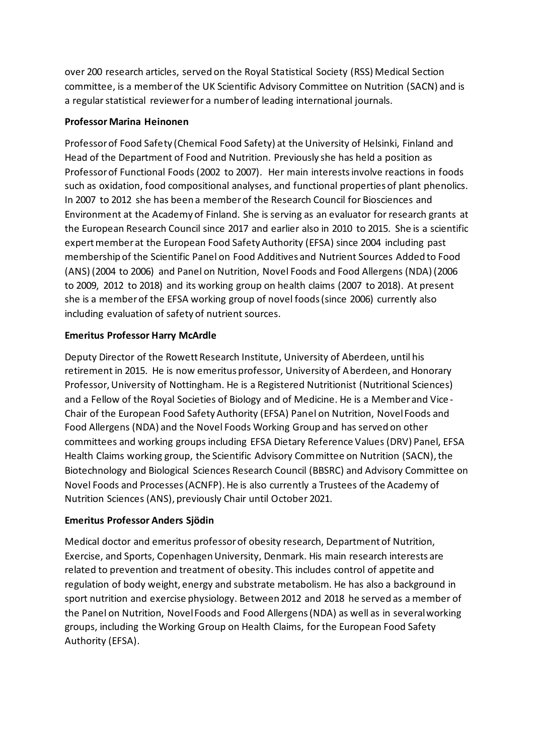over 200 research articles, served on the Royal Statistical Society (RSS) Medical Section committee, is a member of the UK Scientific Advisory Committee on Nutrition (SACN) and is a regular statistical reviewer for a number of leading international journals.

**Professor Marina Heinonen**

Professor of Food Safety (Chemical Food Safety) at the University of Helsinki, Finland and Head of the Department of Food and Nutrition. Previously she has held a position as Professor of Functional Foods (2002 to 2007). Her main interests involve reactions in foods such as oxidation, food compositional analyses, and functional properties of plant phenolics. In 2007 to 2012 she has been a member of the Research Council for Biosciences and Environment at the Academy of Finland. She is serving as an evaluator for research grants at the European Research Council since 2017 and earlier also in 2010 to 2015. She is a scientific expert member at the European Food Safety Authority (EFSA) since 2004 including past membership of the Scientific Panel on Food Additives and Nutrient Sources Added to Food (ANS) (2004 to 2006) and Panel on Nutrition, Novel Foods and Food Allergens (NDA) (2006 to 2009, 2012 to 2018) and its working group on health claims (2007 to 2018). At present she is a member of the EFSA working group of novel foods (since 2006) currently also including evaluation of safety of nutrient sources.

**Emeritus Professor Harry McArdle**

Deputy Director of the Rowett Research Institute, University of Aberdeen, until his retirement in 2015. He is now emeritus professor, University of Aberdeen, and Honorary Professor, University of Nottingham. He is a Registered Nutritionist (Nutritional Sciences) and a Fellow of the Royal Societies of Biology and of Medicine. He is a Member and Vice-Chair of the European Food Safety Authority (EFSA) Panel on Nutrition, Novel Foods and Food Allergens (NDA) and the Novel Foods Working Group and has served on other committees and working groups including EFSA Dietary Reference Values (DRV) Panel, EFSA Health Claims working group, the Scientific Advisory Committee on Nutrition (SACN), the Biotechnology and Biological Sciences Research Council (BBSRC) and Advisory Committee on Novel Foods and Processes (ACNFP). He is also currently a Trustees of the Academy of Nutrition Sciences (ANS), previously Chair until October 2021.

**Emeritus Professor Anders Sjödin**

Medical doctor and emeritus professor of obesity research, Department of Nutrition, Exercise, and Sports, Copenhagen University, Denmark. His main research interests are related to prevention and treatment of obesity. This includes control of appetite and regulation of body weight, energy and substrate metabolism. He has also a background in sport nutrition and exercise physiology. Between 2012 and 2018 he served as a member of the Panel on Nutrition, Novel Foods and Food Allergens (NDA) as well as in several working groups, including the Working Group on Health Claims, for the European Food Safety Authority (EFSA).